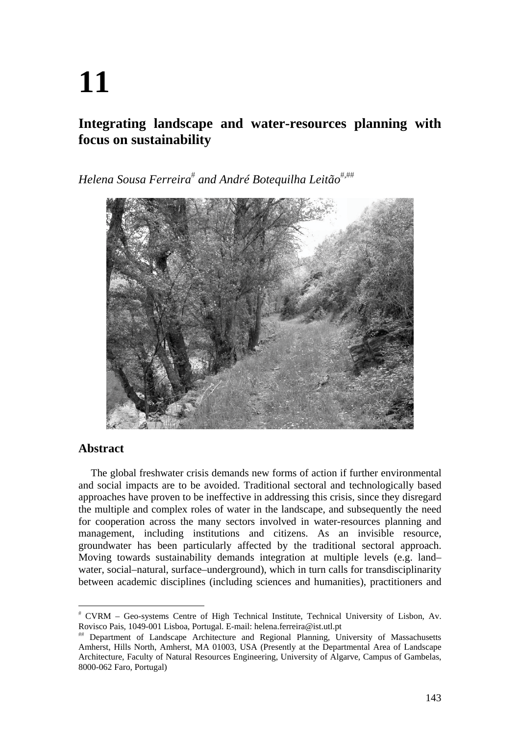# 11

## Integrating landscape and water-resources planning with focus on sustainability

*Helena Sousa Ferreira*[#] *and André Botequilha Leitão*[#,##]

### Abstract

The global freshwater crisis demands new forms of action if further environmental and social impacts are to be avoided. Traditional sectoral and technologically based approaches have proven to be ineffective in addressing this crisis, since they disregard the multiple and complex roles of water in the landscape, and subsequently the need for cooperation across the many sectors involved in water-resources planning and management, including institutions and citizens. As an invisible resource, groundwater has been particularly affected by the traditional sectoral approach. Moving towards sustainability demands integration at multiple levels (e.g. land–water, social–natural, surface–underground), which in turn calls for transdisciplinarity between academic disciplines (including sciences and humanities), practitioners and

[#] CVRM – Geo-systems Centre of High Technical Institute, Technical University of Lisbon, Av. Rovisco Pais, 1049-001 Lisboa, Portugal. E-mail: helena.ferreira@ist.utl.pt

[##] Department of Landscape Architecture and Regional Planning, University of Massachusetts Amherst, Hills North, Amherst, MA 01003, USA (Presently at the Departmental Area of Landscape Architecture, Faculty of Natural Resources Engineering, University of Algarve, Campus of Gambelas, 8000-062 Faro, Portugal)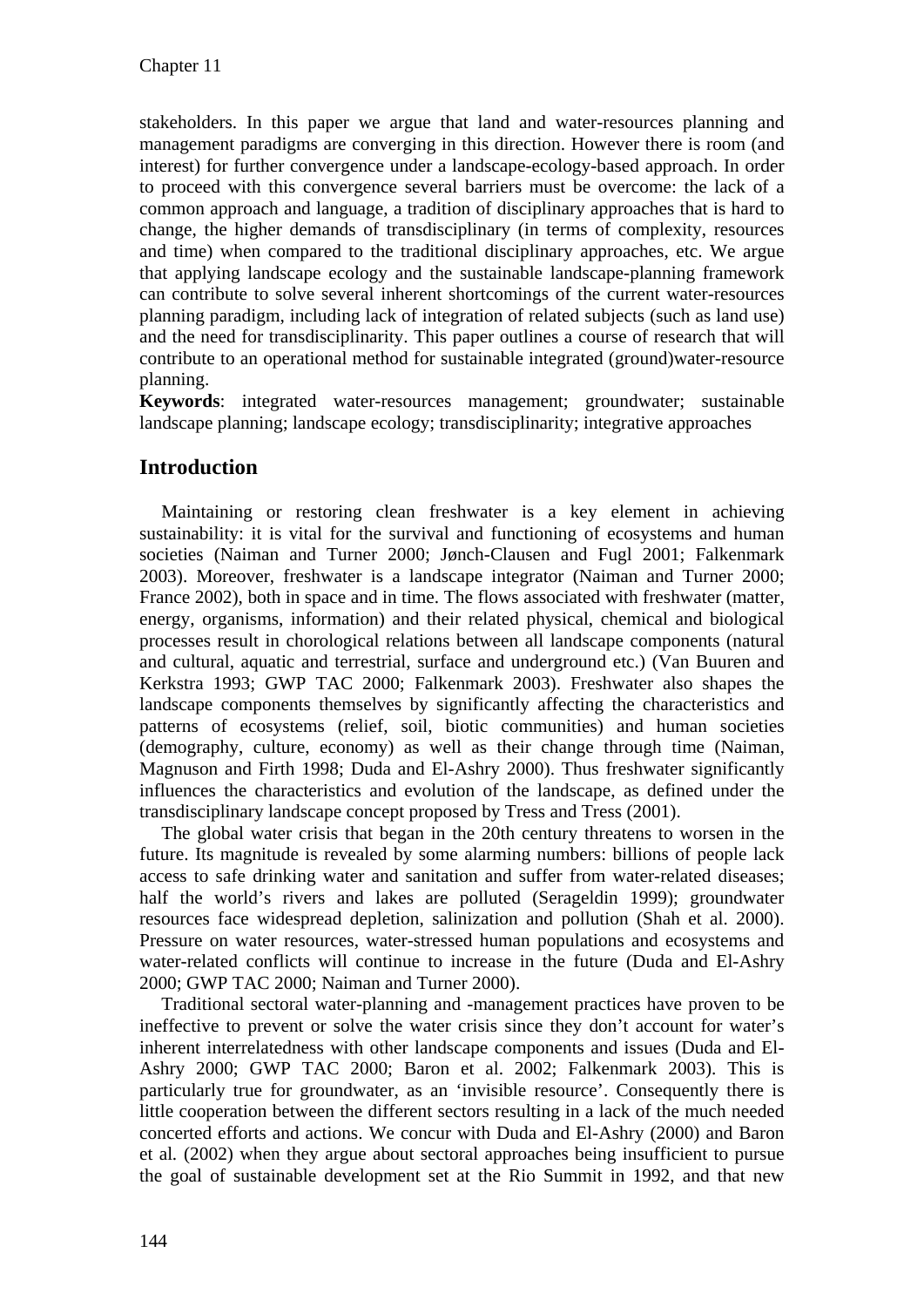stakeholders. In this paper we argue that land and water-resources planning and management paradigms are converging in this direction. However there is room (and interest) for further convergence under a landscape-ecology-based approach. In order to proceed with this convergence several barriers must be overcome: the lack of a common approach and language, a tradition of disciplinary approaches that is hard to change, the higher demands of transdisciplinary (in terms of complexity, resources and time) when compared to the traditional disciplinary approaches, etc. We argue that applying landscape ecology and the sustainable landscape-planning framework can contribute to solve several inherent shortcomings of the current water-resources planning paradigm, including lack of integration of related subjects (such as land use) and the need for transdisciplinarity. This paper outlines a course of research that will contribute to an operational method for sustainable integrated (ground)water-resource planning.

**Keywords**: integrated water-resources management; groundwater; sustainable landscape planning; landscape ecology; transdisciplinarity; integrative approaches

## Introduction

Maintaining or restoring clean freshwater is a key element in achieving sustainability: it is vital for the survival and functioning of ecosystems and human societies (Naiman and Turner 2000; Jønch-Clausen and Fugl 2001; Falkenmark 2003). Moreover, freshwater is a landscape integrator (Naiman and Turner 2000; France 2002), both in space and in time. The flows associated with freshwater (matter, energy, organisms, information) and their related physical, chemical and biological processes result in chorological relations between all landscape components (natural and cultural, aquatic and terrestrial, surface and underground etc.) (Van Buuren and Kerkstra 1993; GWP TAC 2000; Falkenmark 2003). Freshwater also shapes the landscape components themselves by significantly affecting the characteristics and patterns of ecosystems (relief, soil, biotic communities) and human societies (demography, culture, economy) as well as their change through time (Naiman, Magnuson and Firth 1998; Duda and El-Ashry 2000). Thus freshwater significantly influences the characteristics and evolution of the landscape, as defined under the transdisciplinary landscape concept proposed by Tress and Tress (2001).

The global water crisis that began in the 20th century threatens to worsen in the future. Its magnitude is revealed by some alarming numbers: billions of people lack access to safe drinking water and sanitation and suffer from water-related diseases; half the world's rivers and lakes are polluted (Serageldin 1999); groundwater resources face widespread depletion, salinization and pollution (Shah et al. 2000). Pressure on water resources, water-stressed human populations and ecosystems and water-related conflicts will continue to increase in the future (Duda and El-Ashry 2000; GWP TAC 2000; Naiman and Turner 2000).

Traditional sectoral water-planning and -management practices have proven to be ineffective to prevent or solve the water crisis since they don't account for water's inherent interrelatedness with other landscape components and issues (Duda and El-Ashry 2000; GWP TAC 2000; Baron et al. 2002; Falkenmark 2003). This is particularly true for groundwater, as an 'invisible resource'. Consequently there is little cooperation between the different sectors resulting in a lack of the much needed concerted efforts and actions. We concur with Duda and El-Ashry (2000) and Baron et al. (2002) when they argue about sectoral approaches being insufficient to pursue the goal of sustainable development set at the Rio Summit in 1992, and that new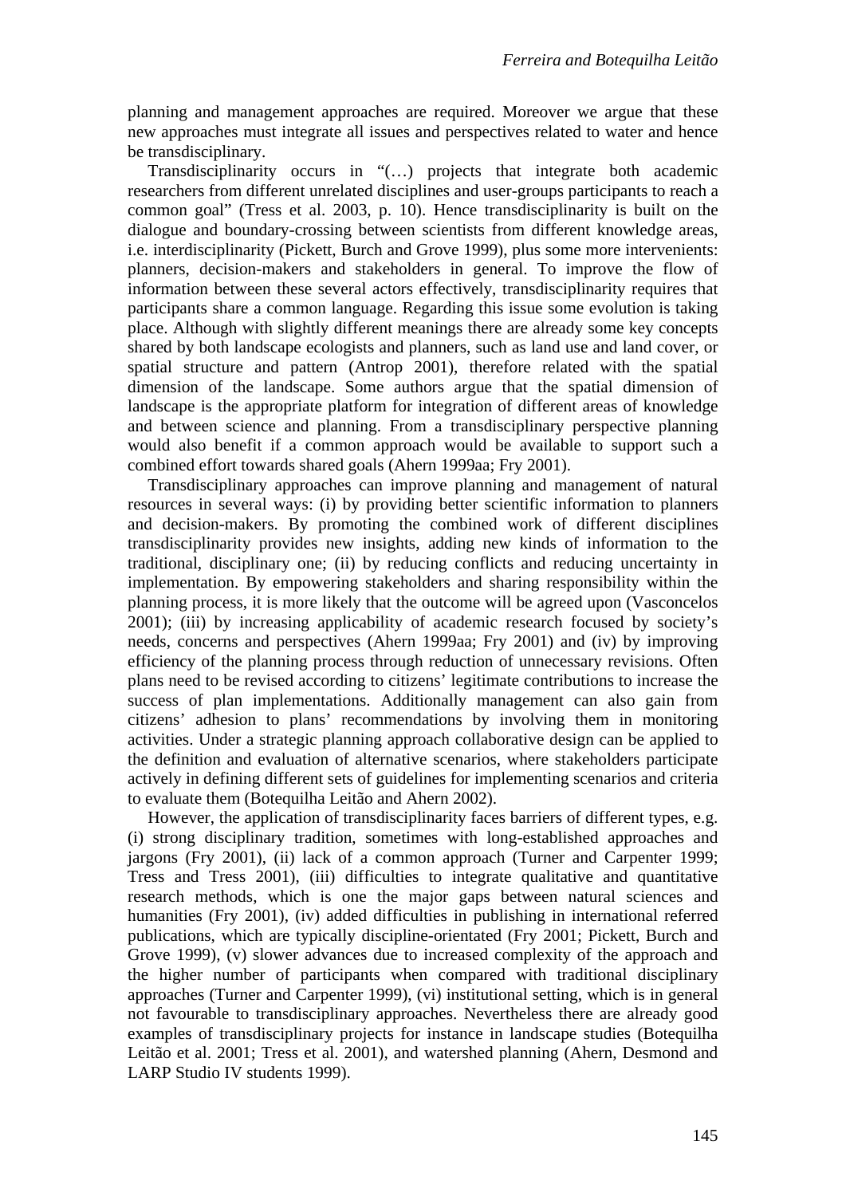planning and management approaches are required. Moreover we argue that these new approaches must integrate all issues and perspectives related to water and hence be transdisciplinary.

Transdisciplinarity occurs in "(…) projects that integrate both academic researchers from different unrelated disciplines and user-groups participants to reach a common goal" (Tress et al. 2003, p. 10). Hence transdisciplinarity is built on the dialogue and boundary-crossing between scientists from different knowledge areas, i.e. interdisciplinarity (Pickett, Burch and Grove 1999), plus some more intervenients: planners, decision-makers and stakeholders in general. To improve the flow of information between these several actors effectively, transdisciplinarity requires that participants share a common language. Regarding this issue some evolution is taking place. Although with slightly different meanings there are already some key concepts shared by both landscape ecologists and planners, such as land use and land cover, or spatial structure and pattern (Antrop 2001), therefore related with the spatial dimension of the landscape. Some authors argue that the spatial dimension of landscape is the appropriate platform for integration of different areas of knowledge and between science and planning. From a transdisciplinary perspective planning would also benefit if a common approach would be available to support such a combined effort towards shared goals (Ahern 1999aa; Fry 2001).

Transdisciplinary approaches can improve planning and management of natural resources in several ways: (i) by providing better scientific information to planners and decision-makers. By promoting the combined work of different disciplines transdisciplinarity provides new insights, adding new kinds of information to the traditional, disciplinary one; (ii) by reducing conflicts and reducing uncertainty in implementation. By empowering stakeholders and sharing responsibility within the planning process, it is more likely that the outcome will be agreed upon (Vasconcelos 2001); (iii) by increasing applicability of academic research focused by society's needs, concerns and perspectives (Ahern 1999aa; Fry 2001) and (iv) by improving efficiency of the planning process through reduction of unnecessary revisions. Often plans need to be revised according to citizens' legitimate contributions to increase the success of plan implementations. Additionally management can also gain from citizens' adhesion to plans' recommendations by involving them in monitoring activities. Under a strategic planning approach collaborative design can be applied to the definition and evaluation of alternative scenarios, where stakeholders participate actively in defining different sets of guidelines for implementing scenarios and criteria to evaluate them (Botequilha Leitão and Ahern 2002).

However, the application of transdisciplinarity faces barriers of different types, e.g. (i) strong disciplinary tradition, sometimes with long-established approaches and jargons (Fry 2001), (ii) lack of a common approach (Turner and Carpenter 1999; Tress and Tress 2001), (iii) difficulties to integrate qualitative and quantitative research methods, which is one the major gaps between natural sciences and humanities (Fry 2001), (iv) added difficulties in publishing in international referred publications, which are typically discipline-orientated (Fry 2001; Pickett, Burch and Grove 1999), (v) slower advances due to increased complexity of the approach and the higher number of participants when compared with traditional disciplinary approaches (Turner and Carpenter 1999), (vi) institutional setting, which is in general not favourable to transdisciplinary approaches. Nevertheless there are already good examples of transdisciplinary projects for instance in landscape studies (Botequilha Leitão et al. 2001; Tress et al. 2001), and watershed planning (Ahern, Desmond and LARP Studio IV students 1999).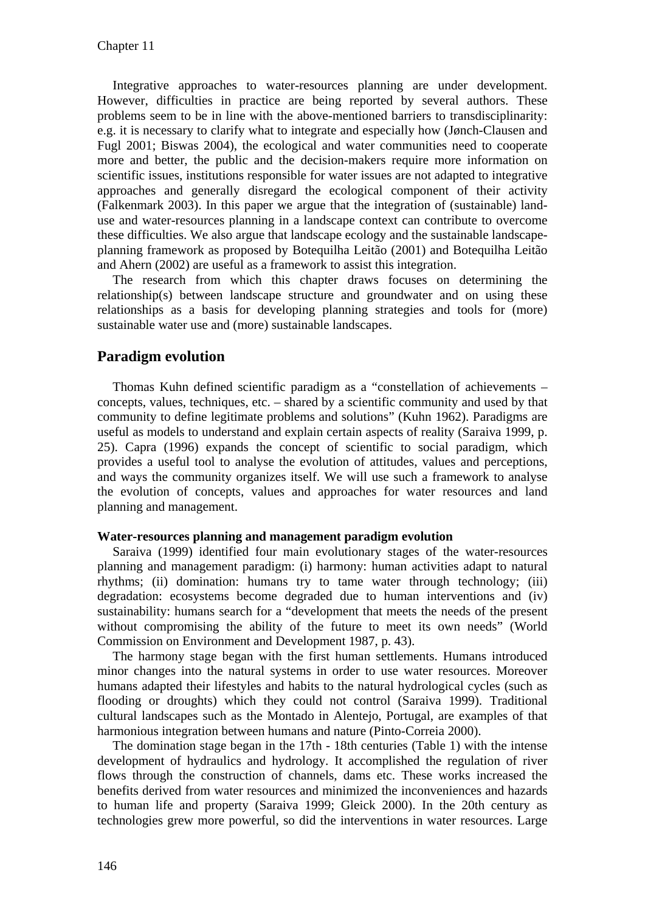Integrative approaches to water-resources planning are under development. However, difficulties in practice are being reported by several authors. These problems seem to be in line with the above-mentioned barriers to transdisciplinarity: e.g. it is necessary to clarify what to integrate and especially how (Jønch-Clausen and Fugl 2001; Biswas 2004), the ecological and water communities need to cooperate more and better, the public and the decision-makers require more information on scientific issues, institutions responsible for water issues are not adapted to integrative approaches and generally disregard the ecological component of their activity (Falkenmark 2003). In this paper we argue that the integration of (sustainable) land-use and water-resources planning in a landscape context can contribute to overcome these difficulties. We also argue that landscape ecology and the sustainable landscape-planning framework as proposed by Botequilha Leitão (2001) and Botequilha Leitão and Ahern (2002) are useful as a framework to assist this integration.

The research from which this chapter draws focuses on determining the relationship(s) between landscape structure and groundwater and on using these relationships as a basis for developing planning strategies and tools for (more) sustainable water use and (more) sustainable landscapes.

## Paradigm evolution

Thomas Kuhn defined scientific paradigm as a "constellation of achievements – concepts, values, techniques, etc. – shared by a scientific community and used by that community to define legitimate problems and solutions" (Kuhn 1962). Paradigms are useful as models to understand and explain certain aspects of reality (Saraiva 1999, p. 25). Capra (1996) expands the concept of scientific to social paradigm, which provides a useful tool to analyse the evolution of attitudes, values and perceptions, and ways the community organizes itself. We will use such a framework to analyse the evolution of concepts, values and approaches for water resources and land planning and management.

### Water-resources planning and management paradigm evolution

Saraiva (1999) identified four main evolutionary stages of the water-resources planning and management paradigm: (i) harmony: human activities adapt to natural rhythms; (ii) domination: humans try to tame water through technology; (iii) degradation: ecosystems become degraded due to human interventions and (iv) sustainability: humans search for a "development that meets the needs of the present without compromising the ability of the future to meet its own needs" (World Commission on Environment and Development 1987, p. 43).

The harmony stage began with the first human settlements. Humans introduced minor changes into the natural systems in order to use water resources. Moreover humans adapted their lifestyles and habits to the natural hydrological cycles (such as flooding or droughts) which they could not control (Saraiva 1999). Traditional cultural landscapes such as the Montado in Alentejo, Portugal, are examples of that harmonious integration between humans and nature (Pinto-Correia 2000).

The domination stage began in the 17th - 18th centuries (Table 1) with the intense development of hydraulics and hydrology. It accomplished the regulation of river flows through the construction of channels, dams etc. These works increased the benefits derived from water resources and minimized the inconveniences and hazards to human life and property (Saraiva 1999; Gleick 2000). In the 20th century as technologies grew more powerful, so did the interventions in water resources. Large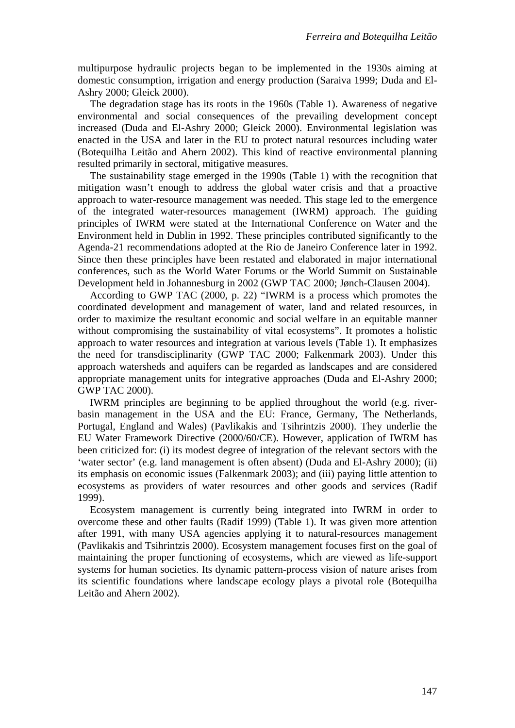multipurpose hydraulic projects began to be implemented in the 1930s aiming at domestic consumption, irrigation and energy production (Saraiva 1999; Duda and El-Ashry 2000; Gleick 2000).

The degradation stage has its roots in the 1960s (Table 1). Awareness of negative environmental and social consequences of the prevailing development concept increased (Duda and El-Ashry 2000; Gleick 2000). Environmental legislation was enacted in the USA and later in the EU to protect natural resources including water (Botequilha Leitão and Ahern 2002). This kind of reactive environmental planning resulted primarily in sectoral, mitigative measures.

The sustainability stage emerged in the 1990s (Table 1) with the recognition that mitigation wasn't enough to address the global water crisis and that a proactive approach to water-resource management was needed. This stage led to the emergence of the integrated water-resources management (IWRM) approach. The guiding principles of IWRM were stated at the International Conference on Water and the Environment held in Dublin in 1992. These principles contributed significantly to the Agenda-21 recommendations adopted at the Rio de Janeiro Conference later in 1992. Since then these principles have been restated and elaborated in major international conferences, such as the World Water Forums or the World Summit on Sustainable Development held in Johannesburg in 2002 (GWP TAC 2000; Jønch-Clausen 2004).

According to GWP TAC (2000, p. 22) "IWRM is a process which promotes the coordinated development and management of water, land and related resources, in order to maximize the resultant economic and social welfare in an equitable manner without compromising the sustainability of vital ecosystems". It promotes a holistic approach to water resources and integration at various levels (Table 1). It emphasizes the need for transdisciplinarity (GWP TAC 2000; Falkenmark 2003). Under this approach watersheds and aquifers can be regarded as landscapes and are considered appropriate management units for integrative approaches (Duda and El-Ashry 2000; GWP TAC 2000).

IWRM principles are beginning to be applied throughout the world (e.g. river-basin management in the USA and the EU: France, Germany, The Netherlands, Portugal, England and Wales) (Pavlikakis and Tsihrintzis 2000). They underlie the EU Water Framework Directive (2000/60/CE). However, application of IWRM has been criticized for: (i) its modest degree of integration of the relevant sectors with the 'water sector' (e.g. land management is often absent) (Duda and El-Ashry 2000); (ii) its emphasis on economic issues (Falkenmark 2003); and (iii) paying little attention to ecosystems as providers of water resources and other goods and services (Radif 1999).

Ecosystem management is currently being integrated into IWRM in order to overcome these and other faults (Radif 1999) (Table 1). It was given more attention after 1991, with many USA agencies applying it to natural-resources management (Pavlikakis and Tsihrintzis 2000). Ecosystem management focuses first on the goal of maintaining the proper functioning of ecosystems, which are viewed as life-support systems for human societies. Its dynamic pattern-process vision of nature arises from its scientific foundations where landscape ecology plays a pivotal role (Botequilha Leitão and Ahern 2002).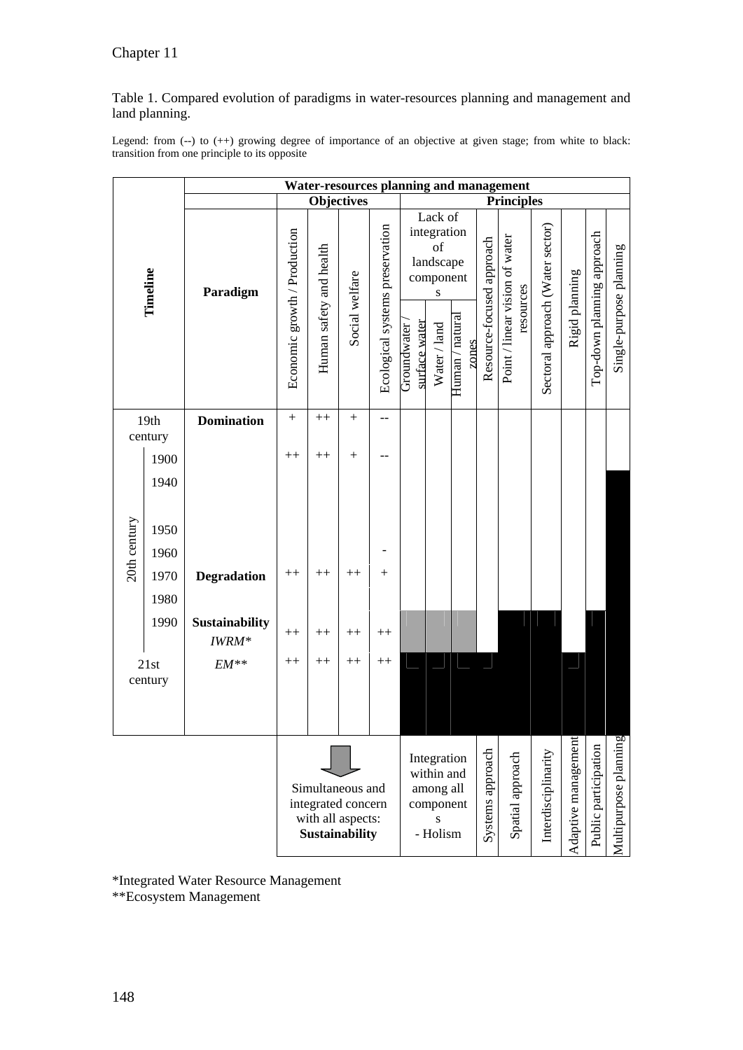Table 1. Compared evolution of paradigms in water-resources planning and management and land planning.

Legend: from (--) to (++) growing degree of importance of an objective at given stage; from white to black: transition from one principle to its opposite

| Timeline | | Paradigm | **Water-resources planning and management** | | | | | | | | | | | | | |
|---|---|---|---|---|---|---|---|---|---|---|---|---|---|---|---|---|
| | | | **Objectives** | | | | **Principles** | | | | | | | | | |
| | | | Economic growth / Production | Human safety and health | Social welfare | Ecological systems preservation | Lack of integration of landscape components: Groundwater / surface water | Lack of integration of landscape components: Water / land | Lack of integration of landscape components: Human / natural zones | Resource-focused approach | Point / linear vision of water resources | Sectoral approach (Water sector) | Rigid planning | Top-down planning approach | Single-purpose planning |
| 19th century | | **Domination** | + | ++ | + | -- | | | | | | | | | |
| 20th century | 1900 | | ++ | ++ | + | -- | | | | | | | | | |
| 20th century | 1940 | | | | | | | | | | | | | | |
| 20th century | 1950 | | | | | | | | | | | | | | |
| 20th century | 1960 | | | | | - | | | | | | | | | |
| 20th century | 1970 | **Degradation** | ++ | ++ | ++ | + | | | | | | | | | |
| 20th century | 1980 | | | | | | | | | | | | | | |
| 20th century | 1990 | **Sustainability** *IWRM** | ++ | ++ | ++ | ++ | | | | | | | | | |
| 21st century | | *EM*** | ++ | ++ | ++ | ++ | | | | | | | | | |
| | | | Simultaneous and integrated concern with all aspects: **Sustainability** | | | | Integration within and among all components - Holism | | | Systems approach | Spatial approach | Interdisciplinarity | Adaptive management | Public participation | Multipurpose planning |

*Integrated Water Resource Management
**Ecosystem Management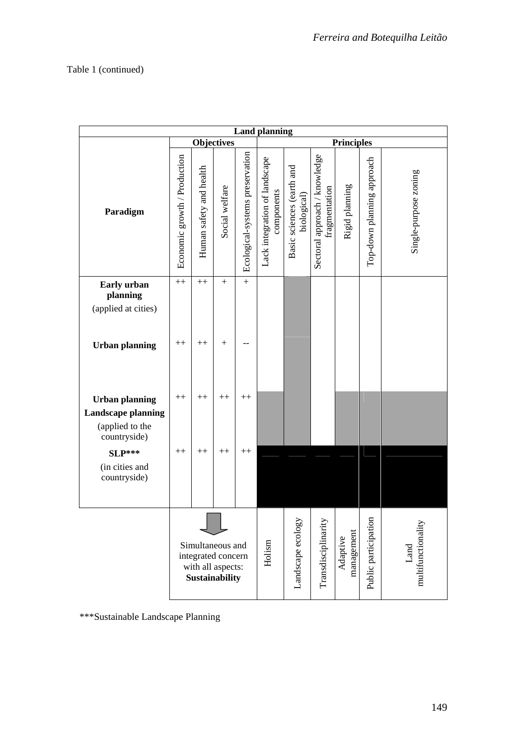Table 1 (continued)

| Land planning | | | | | | | | | | |
|---|---|---|---|---|---|---|---|---|---|---|
| | Objectives | | | | Principles | | | | | |
| Paradigm | Economic growth / Production | Human safety and health | Social welfare | Ecological-systems preservation | Lack integration of landscape components | Basic sciences (earth and biological) | Sectoral approach / knowledge fragmentation | Rigid planning | Top-down planning approach | Single-purpose zoning |
| **Early urban planning** (applied at cities) | ++ | ++ | + | + | | | | | | |
| **Urban planning** | ++ | ++ | + | -- | | | | | | |
| **Urban planning** **Landscape planning** (applied to the countryside) | ++ | ++ | ++ | ++ | | | | | | |
| **SLP***** (in cities and countryside) | ++ | ++ | ++ | ++ | | | | | | |
| | Simultaneous and integrated concern with all aspects: **Sustainability** | | | | Holism | Landscape ecology | Transdisciplinarity | Adaptive management | Public participation | Land multifunctionality |

***Sustainable Landscape Planning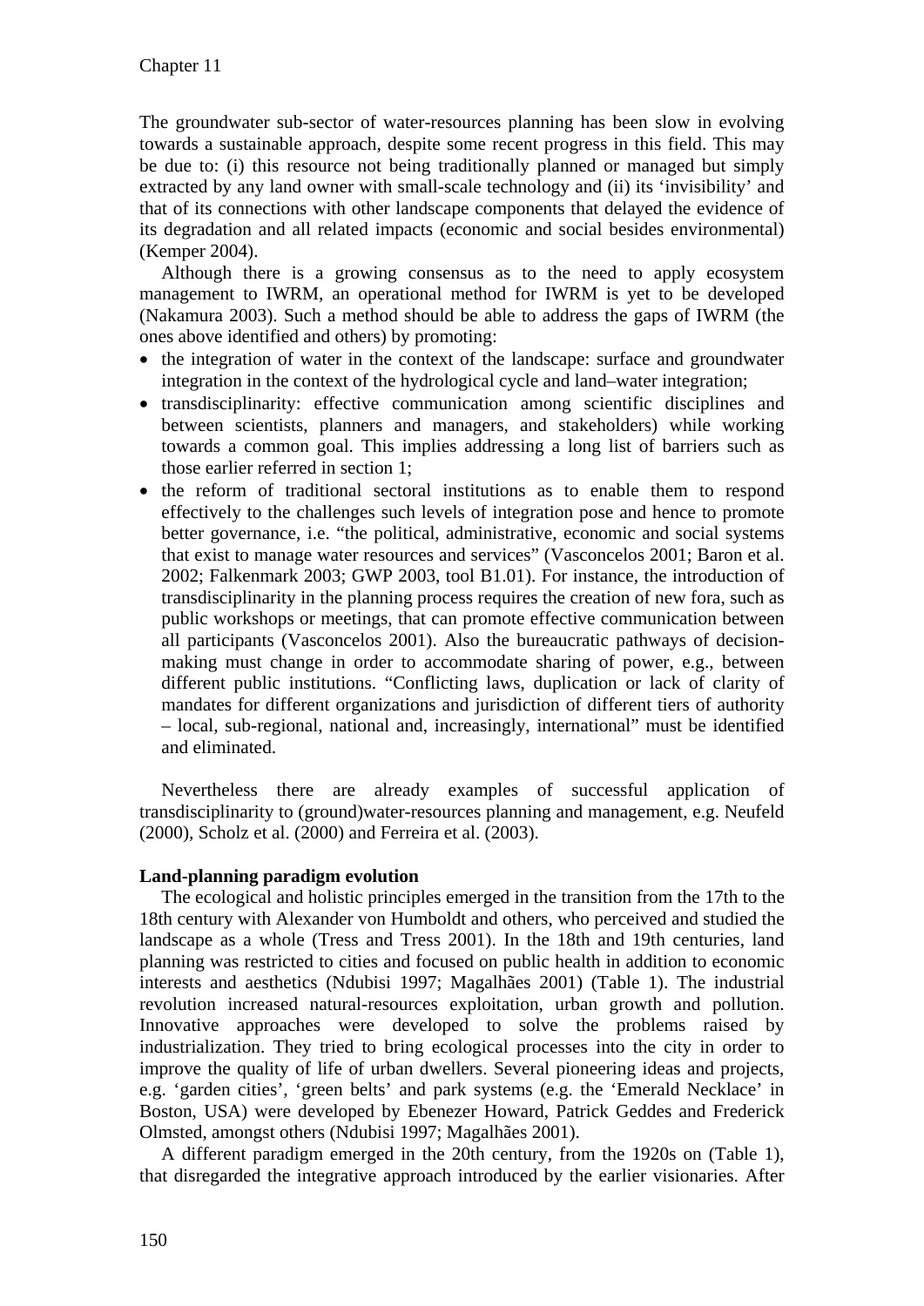The groundwater sub-sector of water-resources planning has been slow in evolving towards a sustainable approach, despite some recent progress in this field. This may be due to: (i) this resource not being traditionally planned or managed but simply extracted by any land owner with small-scale technology and (ii) its 'invisibility' and that of its connections with other landscape components that delayed the evidence of its degradation and all related impacts (economic and social besides environmental) (Kemper 2004).

Although there is a growing consensus as to the need to apply ecosystem management to IWRM, an operational method for IWRM is yet to be developed (Nakamura 2003). Such a method should be able to address the gaps of IWRM (the ones above identified and others) by promoting:

- the integration of water in the context of the landscape: surface and groundwater integration in the context of the hydrological cycle and land–water integration;
- transdisciplinarity: effective communication among scientific disciplines and between scientists, planners and managers, and stakeholders) while working towards a common goal. This implies addressing a long list of barriers such as those earlier referred in section 1;
- the reform of traditional sectoral institutions as to enable them to respond effectively to the challenges such levels of integration pose and hence to promote better governance, i.e. "the political, administrative, economic and social systems that exist to manage water resources and services" (Vasconcelos 2001; Baron et al. 2002; Falkenmark 2003; GWP 2003, tool B1.01). For instance, the introduction of transdisciplinarity in the planning process requires the creation of new fora, such as public workshops or meetings, that can promote effective communication between all participants (Vasconcelos 2001). Also the bureaucratic pathways of decision-making must change in order to accommodate sharing of power, e.g., between different public institutions. "Conflicting laws, duplication or lack of clarity of mandates for different organizations and jurisdiction of different tiers of authority – local, sub-regional, national and, increasingly, international" must be identified and eliminated.

Nevertheless there are already examples of successful application of transdisciplinarity to (ground)water-resources planning and management, e.g. Neufeld (2000), Scholz et al. (2000) and Ferreira et al. (2003).

**Land-planning paradigm evolution**

The ecological and holistic principles emerged in the transition from the 17th to the 18th century with Alexander von Humboldt and others, who perceived and studied the landscape as a whole (Tress and Tress 2001). In the 18th and 19th centuries, land planning was restricted to cities and focused on public health in addition to economic interests and aesthetics (Ndubisi 1997; Magalhães 2001) (Table 1). The industrial revolution increased natural-resources exploitation, urban growth and pollution. Innovative approaches were developed to solve the problems raised by industrialization. They tried to bring ecological processes into the city in order to improve the quality of life of urban dwellers. Several pioneering ideas and projects, e.g. 'garden cities', 'green belts' and park systems (e.g. the 'Emerald Necklace' in Boston, USA) were developed by Ebenezer Howard, Patrick Geddes and Frederick Olmsted, amongst others (Ndubisi 1997; Magalhães 2001).

A different paradigm emerged in the 20th century, from the 1920s on (Table 1), that disregarded the integrative approach introduced by the earlier visionaries. After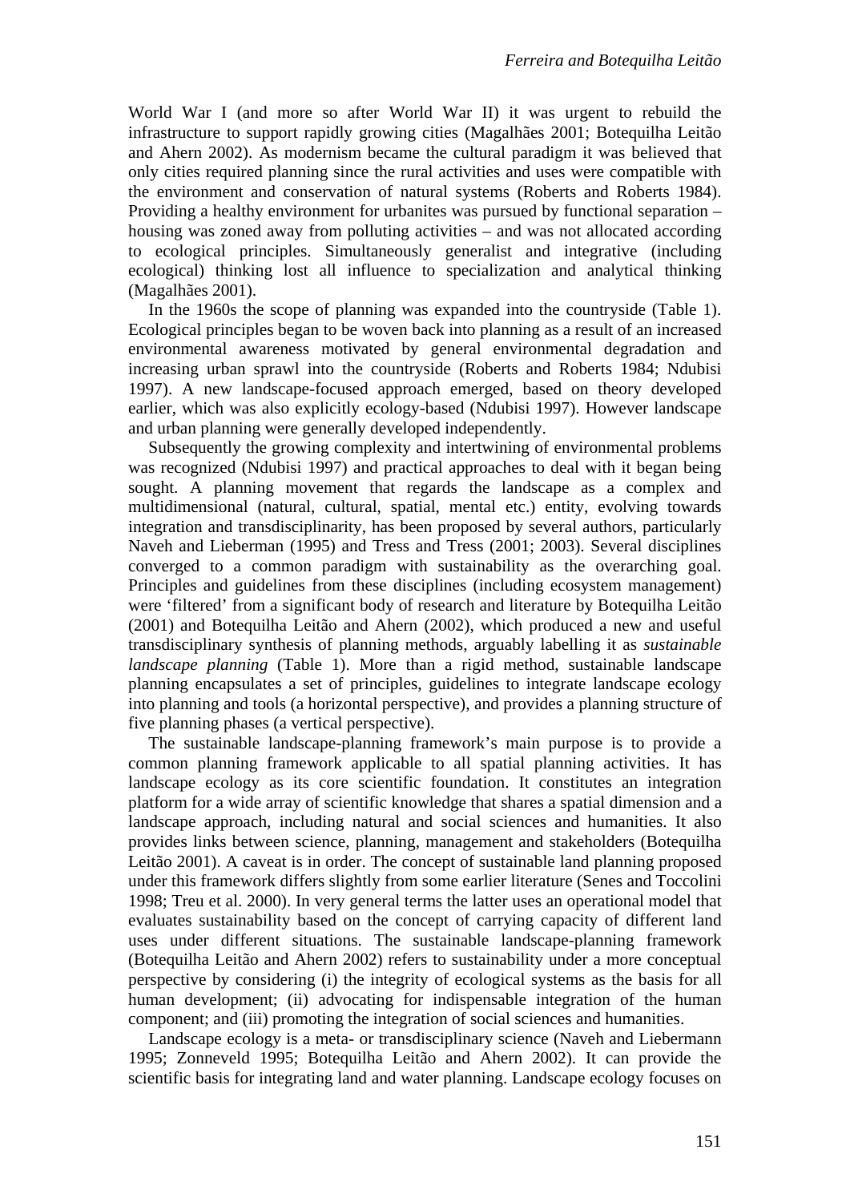World War I (and more so after World War II) it was urgent to rebuild the infrastructure to support rapidly growing cities (Magalhães 2001; Botequilha Leitão and Ahern 2002). As modernism became the cultural paradigm it was believed that only cities required planning since the rural activities and uses were compatible with the environment and conservation of natural systems (Roberts and Roberts 1984). Providing a healthy environment for urbanites was pursued by functional separation – housing was zoned away from polluting activities – and was not allocated according to ecological principles. Simultaneously generalist and integrative (including ecological) thinking lost all influence to specialization and analytical thinking (Magalhães 2001).

In the 1960s the scope of planning was expanded into the countryside (Table 1). Ecological principles began to be woven back into planning as a result of an increased environmental awareness motivated by general environmental degradation and increasing urban sprawl into the countryside (Roberts and Roberts 1984; Ndubisi 1997). A new landscape-focused approach emerged, based on theory developed earlier, which was also explicitly ecology-based (Ndubisi 1997). However landscape and urban planning were generally developed independently.

Subsequently the growing complexity and intertwining of environmental problems was recognized (Ndubisi 1997) and practical approaches to deal with it began being sought. A planning movement that regards the landscape as a complex and multidimensional (natural, cultural, spatial, mental etc.) entity, evolving towards integration and transdisciplinarity, has been proposed by several authors, particularly Naveh and Lieberman (1995) and Tress and Tress (2001; 2003). Several disciplines converged to a common paradigm with sustainability as the overarching goal. Principles and guidelines from these disciplines (including ecosystem management) were 'filtered' from a significant body of research and literature by Botequilha Leitão (2001) and Botequilha Leitão and Ahern (2002), which produced a new and useful transdisciplinary synthesis of planning methods, arguably labelling it as *sustainable landscape planning* (Table 1). More than a rigid method, sustainable landscape planning encapsulates a set of principles, guidelines to integrate landscape ecology into planning and tools (a horizontal perspective), and provides a planning structure of five planning phases (a vertical perspective).

The sustainable landscape-planning framework's main purpose is to provide a common planning framework applicable to all spatial planning activities. It has landscape ecology as its core scientific foundation. It constitutes an integration platform for a wide array of scientific knowledge that shares a spatial dimension and a landscape approach, including natural and social sciences and humanities. It also provides links between science, planning, management and stakeholders (Botequilha Leitão 2001). A caveat is in order. The concept of sustainable land planning proposed under this framework differs slightly from some earlier literature (Senes and Toccolini 1998; Treu et al. 2000). In very general terms the latter uses an operational model that evaluates sustainability based on the concept of carrying capacity of different land uses under different situations. The sustainable landscape-planning framework (Botequilha Leitão and Ahern 2002) refers to sustainability under a more conceptual perspective by considering (i) the integrity of ecological systems as the basis for all human development; (ii) advocating for indispensable integration of the human component; and (iii) promoting the integration of social sciences and humanities.

Landscape ecology is a meta- or transdisciplinary science (Naveh and Liebermann 1995; Zonneveld 1995; Botequilha Leitão and Ahern 2002). It can provide the scientific basis for integrating land and water planning. Landscape ecology focuses on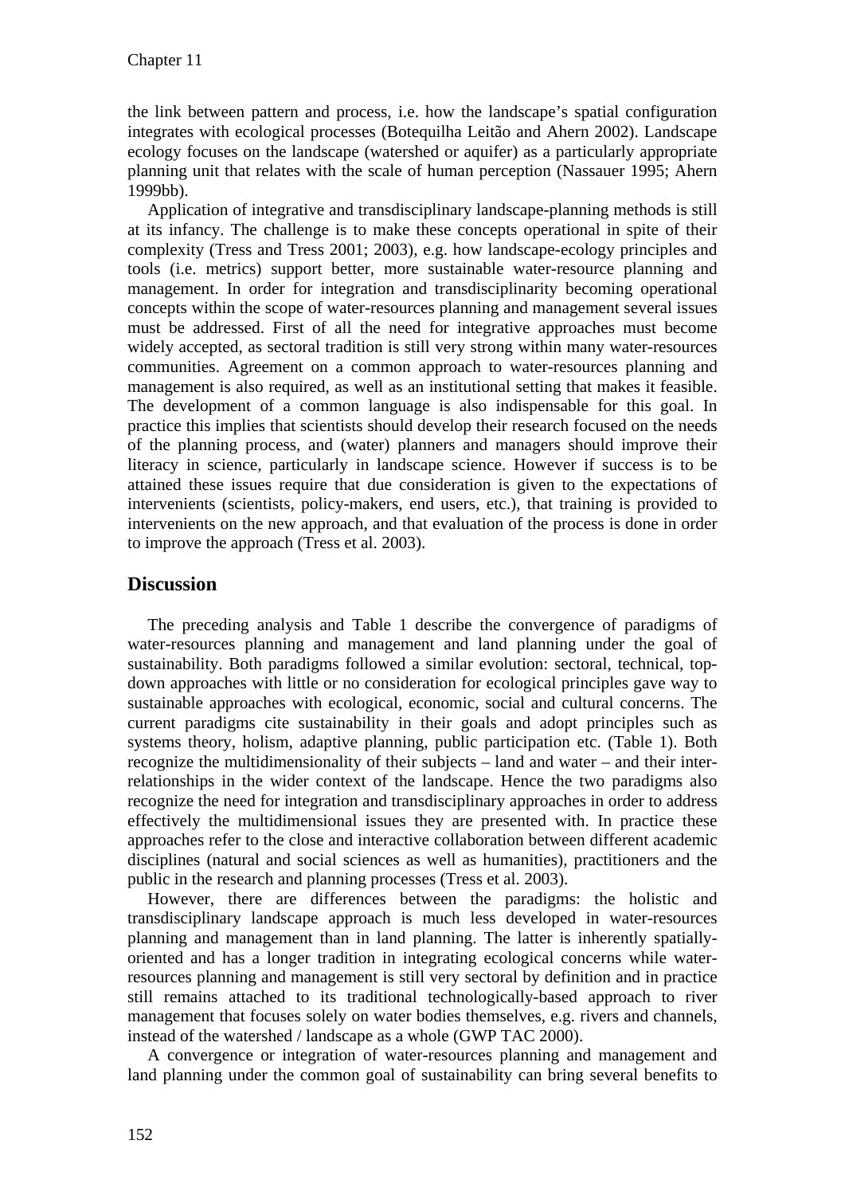the link between pattern and process, i.e. how the landscape's spatial configuration integrates with ecological processes (Botequilha Leitão and Ahern 2002). Landscape ecology focuses on the landscape (watershed or aquifer) as a particularly appropriate planning unit that relates with the scale of human perception (Nassauer 1995; Ahern 1999bb).

Application of integrative and transdisciplinary landscape-planning methods is still at its infancy. The challenge is to make these concepts operational in spite of their complexity (Tress and Tress 2001; 2003), e.g. how landscape-ecology principles and tools (i.e. metrics) support better, more sustainable water-resource planning and management. In order for integration and transdisciplinarity becoming operational concepts within the scope of water-resources planning and management several issues must be addressed. First of all the need for integrative approaches must become widely accepted, as sectoral tradition is still very strong within many water-resources communities. Agreement on a common approach to water-resources planning and management is also required, as well as an institutional setting that makes it feasible. The development of a common language is also indispensable for this goal. In practice this implies that scientists should develop their research focused on the needs of the planning process, and (water) planners and managers should improve their literacy in science, particularly in landscape science. However if success is to be attained these issues require that due consideration is given to the expectations of intervenients (scientists, policy-makers, end users, etc.), that training is provided to intervenients on the new approach, and that evaluation of the process is done in order to improve the approach (Tress et al. 2003).

## Discussion

The preceding analysis and Table 1 describe the convergence of paradigms of water-resources planning and management and land planning under the goal of sustainability. Both paradigms followed a similar evolution: sectoral, technical, top-down approaches with little or no consideration for ecological principles gave way to sustainable approaches with ecological, economic, social and cultural concerns. The current paradigms cite sustainability in their goals and adopt principles such as systems theory, holism, adaptive planning, public participation etc. (Table 1). Both recognize the multidimensionality of their subjects – land and water – and their inter-relationships in the wider context of the landscape. Hence the two paradigms also recognize the need for integration and transdisciplinary approaches in order to address effectively the multidimensional issues they are presented with. In practice these approaches refer to the close and interactive collaboration between different academic disciplines (natural and social sciences as well as humanities), practitioners and the public in the research and planning processes (Tress et al. 2003).

However, there are differences between the paradigms: the holistic and transdisciplinary landscape approach is much less developed in water-resources planning and management than in land planning. The latter is inherently spatially-oriented and has a longer tradition in integrating ecological concerns while water-resources planning and management is still very sectoral by definition and in practice still remains attached to its traditional technologically-based approach to river management that focuses solely on water bodies themselves, e.g. rivers and channels, instead of the watershed / landscape as a whole (GWP TAC 2000).

A convergence or integration of water-resources planning and management and land planning under the common goal of sustainability can bring several benefits to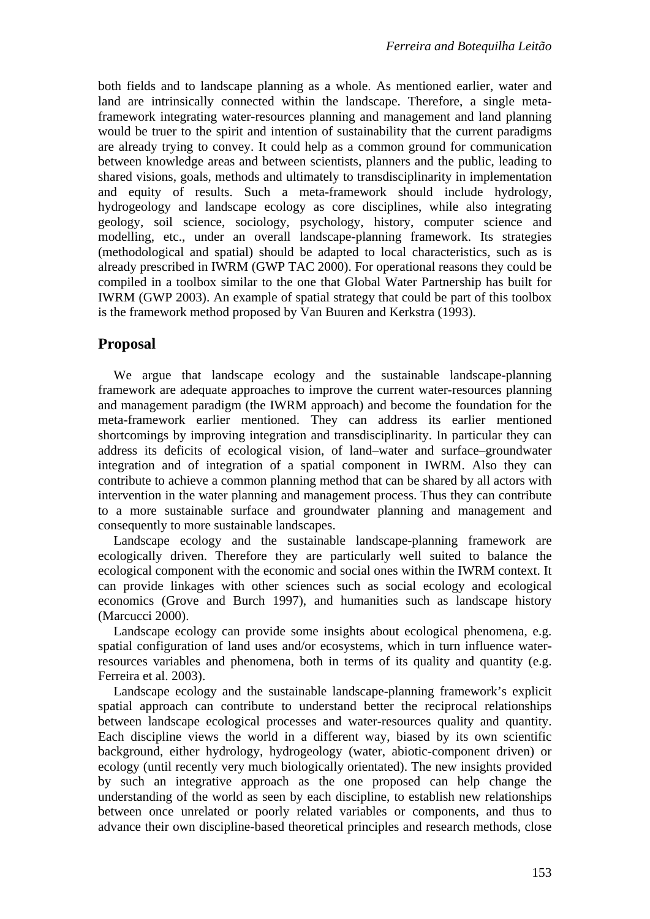both fields and to landscape planning as a whole. As mentioned earlier, water and land are intrinsically connected within the landscape. Therefore, a single meta-framework integrating water-resources planning and management and land planning would be truer to the spirit and intention of sustainability that the current paradigms are already trying to convey. It could help as a common ground for communication between knowledge areas and between scientists, planners and the public, leading to shared visions, goals, methods and ultimately to transdisciplinarity in implementation and equity of results. Such a meta-framework should include hydrology, hydrogeology and landscape ecology as core disciplines, while also integrating geology, soil science, sociology, psychology, history, computer science and modelling, etc., under an overall landscape-planning framework. Its strategies (methodological and spatial) should be adapted to local characteristics, such as is already prescribed in IWRM (GWP TAC 2000). For operational reasons they could be compiled in a toolbox similar to the one that Global Water Partnership has built for IWRM (GWP 2003). An example of spatial strategy that could be part of this toolbox is the framework method proposed by Van Buuren and Kerkstra (1993).

## Proposal

We argue that landscape ecology and the sustainable landscape-planning framework are adequate approaches to improve the current water-resources planning and management paradigm (the IWRM approach) and become the foundation for the meta-framework earlier mentioned. They can address its earlier mentioned shortcomings by improving integration and transdisciplinarity. In particular they can address its deficits of ecological vision, of land–water and surface–groundwater integration and of integration of a spatial component in IWRM. Also they can contribute to achieve a common planning method that can be shared by all actors with intervention in the water planning and management process. Thus they can contribute to a more sustainable surface and groundwater planning and management and consequently to more sustainable landscapes.

Landscape ecology and the sustainable landscape-planning framework are ecologically driven. Therefore they are particularly well suited to balance the ecological component with the economic and social ones within the IWRM context. It can provide linkages with other sciences such as social ecology and ecological economics (Grove and Burch 1997), and humanities such as landscape history (Marcucci 2000).

Landscape ecology can provide some insights about ecological phenomena, e.g. spatial configuration of land uses and/or ecosystems, which in turn influence water-resources variables and phenomena, both in terms of its quality and quantity (e.g. Ferreira et al. 2003).

Landscape ecology and the sustainable landscape-planning framework's explicit spatial approach can contribute to understand better the reciprocal relationships between landscape ecological processes and water-resources quality and quantity. Each discipline views the world in a different way, biased by its own scientific background, either hydrology, hydrogeology (water, abiotic-component driven) or ecology (until recently very much biologically orientated). The new insights provided by such an integrative approach as the one proposed can help change the understanding of the world as seen by each discipline, to establish new relationships between once unrelated or poorly related variables or components, and thus to advance their own discipline-based theoretical principles and research methods, close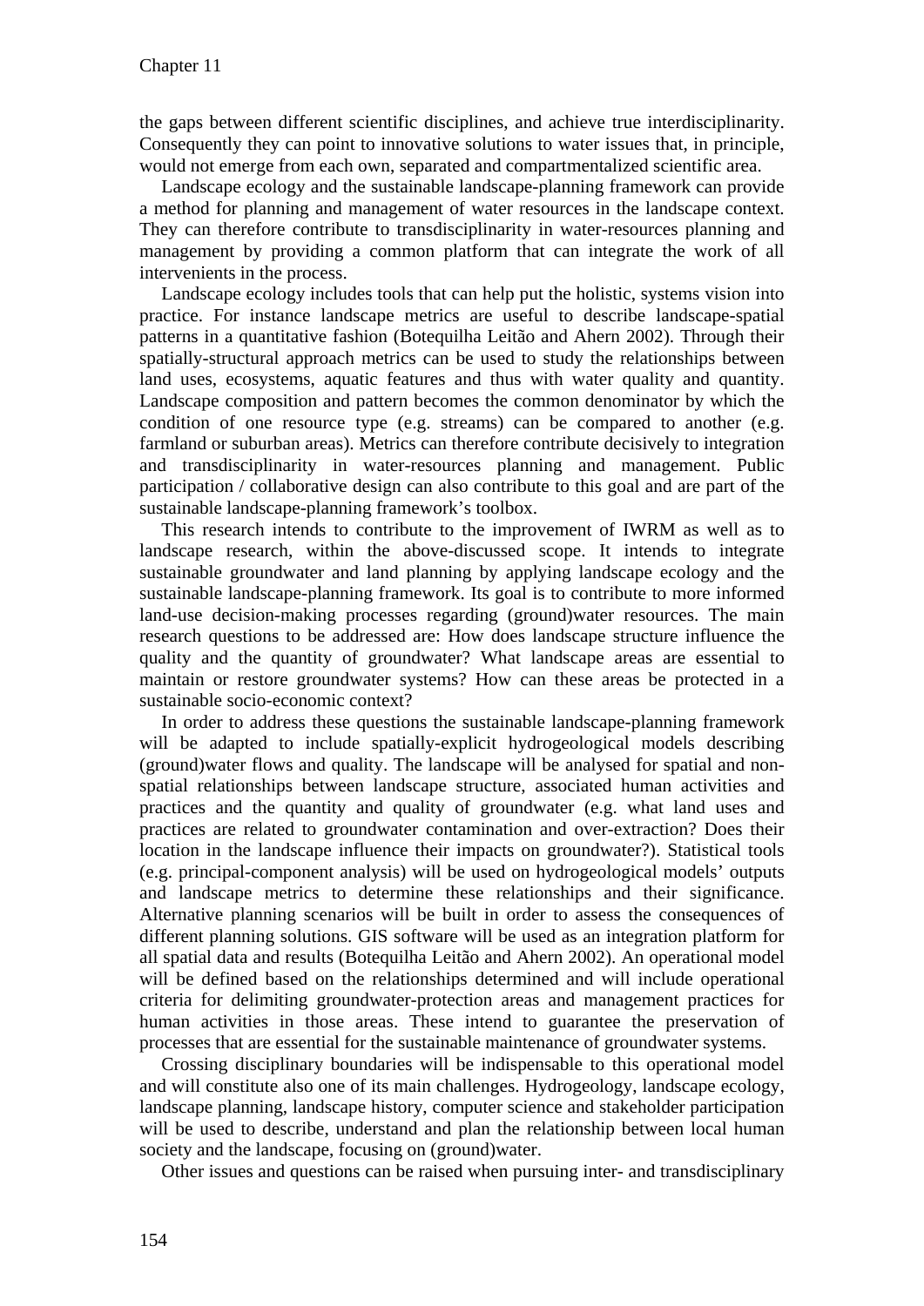the gaps between different scientific disciplines, and achieve true interdisciplinarity. Consequently they can point to innovative solutions to water issues that, in principle, would not emerge from each own, separated and compartmentalized scientific area.

Landscape ecology and the sustainable landscape-planning framework can provide a method for planning and management of water resources in the landscape context. They can therefore contribute to transdisciplinarity in water-resources planning and management by providing a common platform that can integrate the work of all intervenients in the process.

Landscape ecology includes tools that can help put the holistic, systems vision into practice. For instance landscape metrics are useful to describe landscape-spatial patterns in a quantitative fashion (Botequilha Leitão and Ahern 2002). Through their spatially-structural approach metrics can be used to study the relationships between land uses, ecosystems, aquatic features and thus with water quality and quantity. Landscape composition and pattern becomes the common denominator by which the condition of one resource type (e.g. streams) can be compared to another (e.g. farmland or suburban areas). Metrics can therefore contribute decisively to integration and transdisciplinarity in water-resources planning and management. Public participation / collaborative design can also contribute to this goal and are part of the sustainable landscape-planning framework's toolbox.

This research intends to contribute to the improvement of IWRM as well as to landscape research, within the above-discussed scope. It intends to integrate sustainable groundwater and land planning by applying landscape ecology and the sustainable landscape-planning framework. Its goal is to contribute to more informed land-use decision-making processes regarding (ground)water resources. The main research questions to be addressed are: How does landscape structure influence the quality and the quantity of groundwater? What landscape areas are essential to maintain or restore groundwater systems? How can these areas be protected in a sustainable socio-economic context?

In order to address these questions the sustainable landscape-planning framework will be adapted to include spatially-explicit hydrogeological models describing (ground)water flows and quality. The landscape will be analysed for spatial and non-spatial relationships between landscape structure, associated human activities and practices and the quantity and quality of groundwater (e.g. what land uses and practices are related to groundwater contamination and over-extraction? Does their location in the landscape influence their impacts on groundwater?). Statistical tools (e.g. principal-component analysis) will be used on hydrogeological models' outputs and landscape metrics to determine these relationships and their significance. Alternative planning scenarios will be built in order to assess the consequences of different planning solutions. GIS software will be used as an integration platform for all spatial data and results (Botequilha Leitão and Ahern 2002). An operational model will be defined based on the relationships determined and will include operational criteria for delimiting groundwater-protection areas and management practices for human activities in those areas. These intend to guarantee the preservation of processes that are essential for the sustainable maintenance of groundwater systems.

Crossing disciplinary boundaries will be indispensable to this operational model and will constitute also one of its main challenges. Hydrogeology, landscape ecology, landscape planning, landscape history, computer science and stakeholder participation will be used to describe, understand and plan the relationship between local human society and the landscape, focusing on (ground)water.

Other issues and questions can be raised when pursuing inter- and transdisciplinary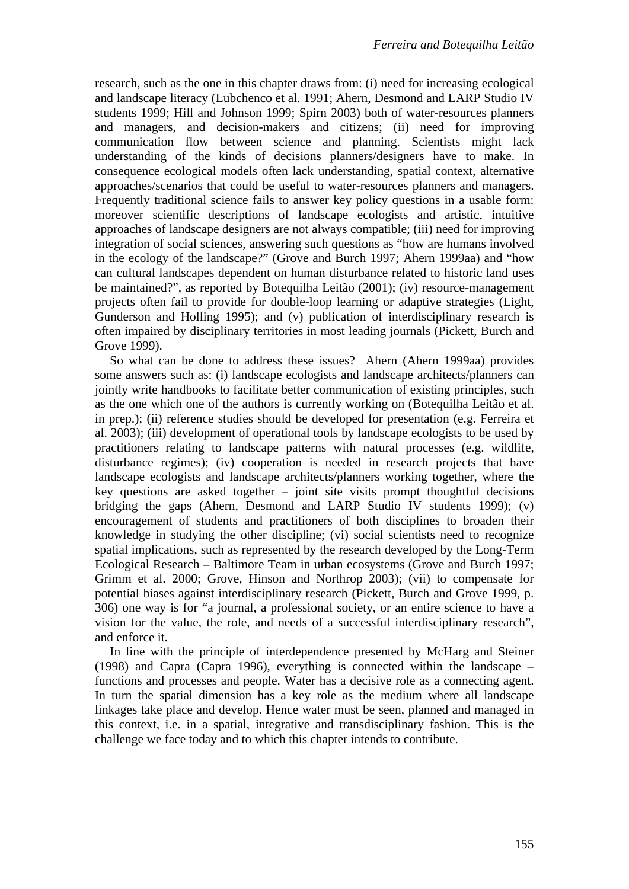research, such as the one in this chapter draws from: (i) need for increasing ecological and landscape literacy (Lubchenco et al. 1991; Ahern, Desmond and LARP Studio IV students 1999; Hill and Johnson 1999; Spirn 2003) both of water-resources planners and managers, and decision-makers and citizens; (ii) need for improving communication flow between science and planning. Scientists might lack understanding of the kinds of decisions planners/designers have to make. In consequence ecological models often lack understanding, spatial context, alternative approaches/scenarios that could be useful to water-resources planners and managers. Frequently traditional science fails to answer key policy questions in a usable form: moreover scientific descriptions of landscape ecologists and artistic, intuitive approaches of landscape designers are not always compatible; (iii) need for improving integration of social sciences, answering such questions as "how are humans involved in the ecology of the landscape?" (Grove and Burch 1997; Ahern 1999aa) and "how can cultural landscapes dependent on human disturbance related to historic land uses be maintained?", as reported by Botequilha Leitão (2001); (iv) resource-management projects often fail to provide for double-loop learning or adaptive strategies (Light, Gunderson and Holling 1995); and (v) publication of interdisciplinary research is often impaired by disciplinary territories in most leading journals (Pickett, Burch and Grove 1999).

So what can be done to address these issues? Ahern (Ahern 1999aa) provides some answers such as: (i) landscape ecologists and landscape architects/planners can jointly write handbooks to facilitate better communication of existing principles, such as the one which one of the authors is currently working on (Botequilha Leitão et al. in prep.); (ii) reference studies should be developed for presentation (e.g. Ferreira et al. 2003); (iii) development of operational tools by landscape ecologists to be used by practitioners relating to landscape patterns with natural processes (e.g. wildlife, disturbance regimes); (iv) cooperation is needed in research projects that have landscape ecologists and landscape architects/planners working together, where the key questions are asked together – joint site visits prompt thoughtful decisions bridging the gaps (Ahern, Desmond and LARP Studio IV students 1999); (v) encouragement of students and practitioners of both disciplines to broaden their knowledge in studying the other discipline; (vi) social scientists need to recognize spatial implications, such as represented by the research developed by the Long-Term Ecological Research – Baltimore Team in urban ecosystems (Grove and Burch 1997; Grimm et al. 2000; Grove, Hinson and Northrop 2003); (vii) to compensate for potential biases against interdisciplinary research (Pickett, Burch and Grove 1999, p. 306) one way is for "a journal, a professional society, or an entire science to have a vision for the value, the role, and needs of a successful interdisciplinary research", and enforce it.

In line with the principle of interdependence presented by McHarg and Steiner (1998) and Capra (Capra 1996), everything is connected within the landscape – functions and processes and people. Water has a decisive role as a connecting agent. In turn the spatial dimension has a key role as the medium where all landscape linkages take place and develop. Hence water must be seen, planned and managed in this context, i.e. in a spatial, integrative and transdisciplinary fashion. This is the challenge we face today and to which this chapter intends to contribute.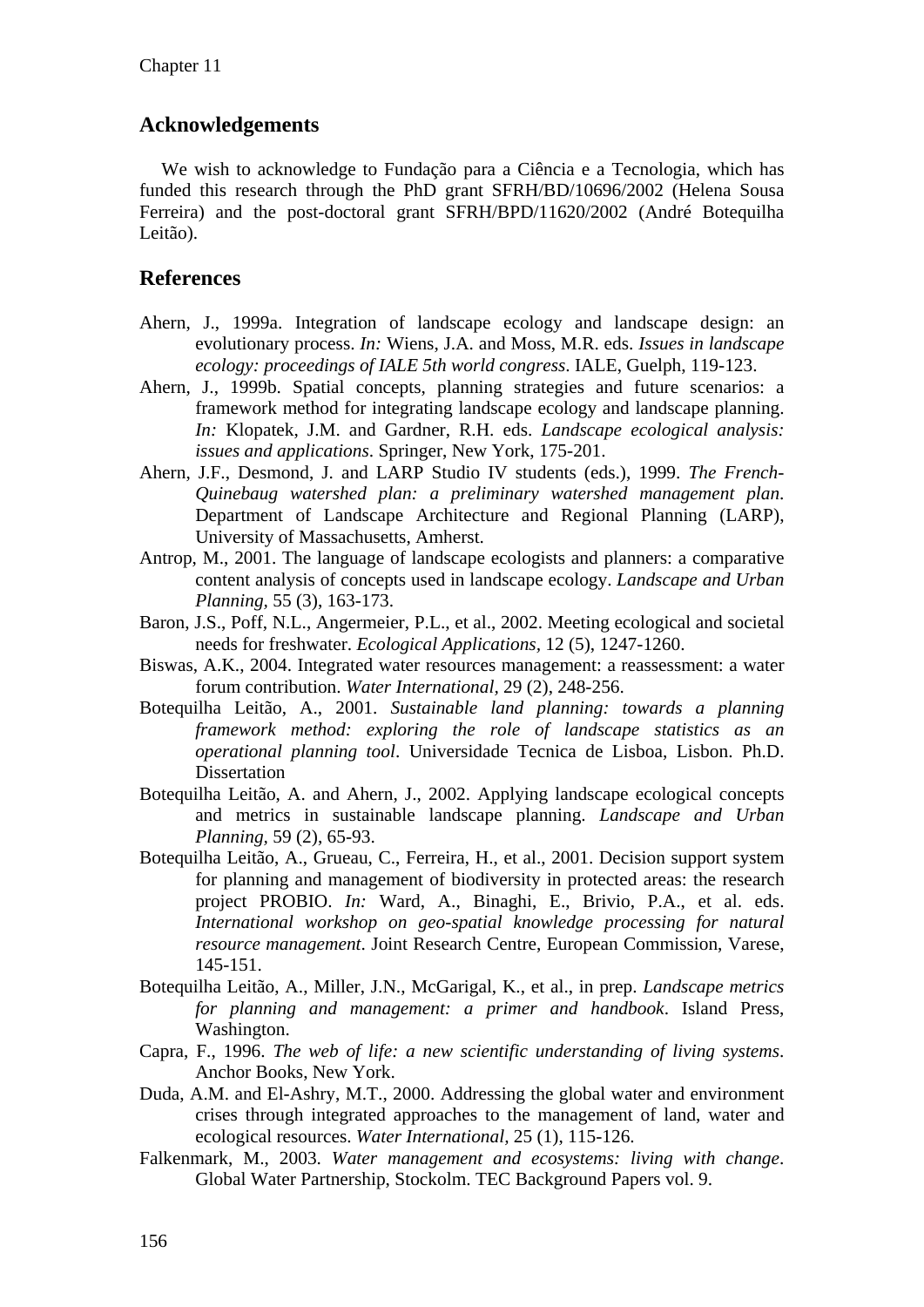## Acknowledgements

We wish to acknowledge to Fundação para a Ciência e a Tecnologia, which has funded this research through the PhD grant SFRH/BD/10696/2002 (Helena Sousa Ferreira) and the post-doctoral grant SFRH/BPD/11620/2002 (André Botequilha Leitão).

## References

Ahern, J., 1999a. Integration of landscape ecology and landscape design: an evolutionary process. *In:* Wiens, J.A. and Moss, M.R. eds. *Issues in landscape ecology: proceedings of IALE 5th world congress*. IALE, Guelph, 119-123.

Ahern, J., 1999b. Spatial concepts, planning strategies and future scenarios: a framework method for integrating landscape ecology and landscape planning. *In:* Klopatek, J.M. and Gardner, R.H. eds. *Landscape ecological analysis: issues and applications*. Springer, New York, 175-201.

Ahern, J.F., Desmond, J. and LARP Studio IV students (eds.), 1999. *The French-Quinebaug watershed plan: a preliminary watershed management plan*. Department of Landscape Architecture and Regional Planning (LARP), University of Massachusetts, Amherst.

Antrop, M., 2001. The language of landscape ecologists and planners: a comparative content analysis of concepts used in landscape ecology. *Landscape and Urban Planning*, 55 (3), 163-173.

Baron, J.S., Poff, N.L., Angermeier, P.L., et al., 2002. Meeting ecological and societal needs for freshwater. *Ecological Applications*, 12 (5), 1247-1260.

Biswas, A.K., 2004. Integrated water resources management: a reassessment: a water forum contribution. *Water International*, 29 (2), 248-256.

Botequilha Leitão, A., 2001. *Sustainable land planning: towards a planning framework method: exploring the role of landscape statistics as an operational planning tool*. Universidade Tecnica de Lisboa, Lisbon. Ph.D. Dissertation

Botequilha Leitão, A. and Ahern, J., 2002. Applying landscape ecological concepts and metrics in sustainable landscape planning. *Landscape and Urban Planning*, 59 (2), 65-93.

Botequilha Leitão, A., Grueau, C., Ferreira, H., et al., 2001. Decision support system for planning and management of biodiversity in protected areas: the research project PROBIO. *In:* Ward, A., Binaghi, E., Brivio, P.A., et al. eds. *International workshop on geo-spatial knowledge processing for natural resource management*. Joint Research Centre, European Commission, Varese, 145-151.

Botequilha Leitão, A., Miller, J.N., McGarigal, K., et al., in prep. *Landscape metrics for planning and management: a primer and handbook*. Island Press, Washington.

Capra, F., 1996. *The web of life: a new scientific understanding of living systems*. Anchor Books, New York.

Duda, A.M. and El-Ashry, M.T., 2000. Addressing the global water and environment crises through integrated approaches to the management of land, water and ecological resources. *Water International*, 25 (1), 115-126.

Falkenmark, M., 2003. *Water management and ecosystems: living with change*. Global Water Partnership, Stockolm. TEC Background Papers vol. 9.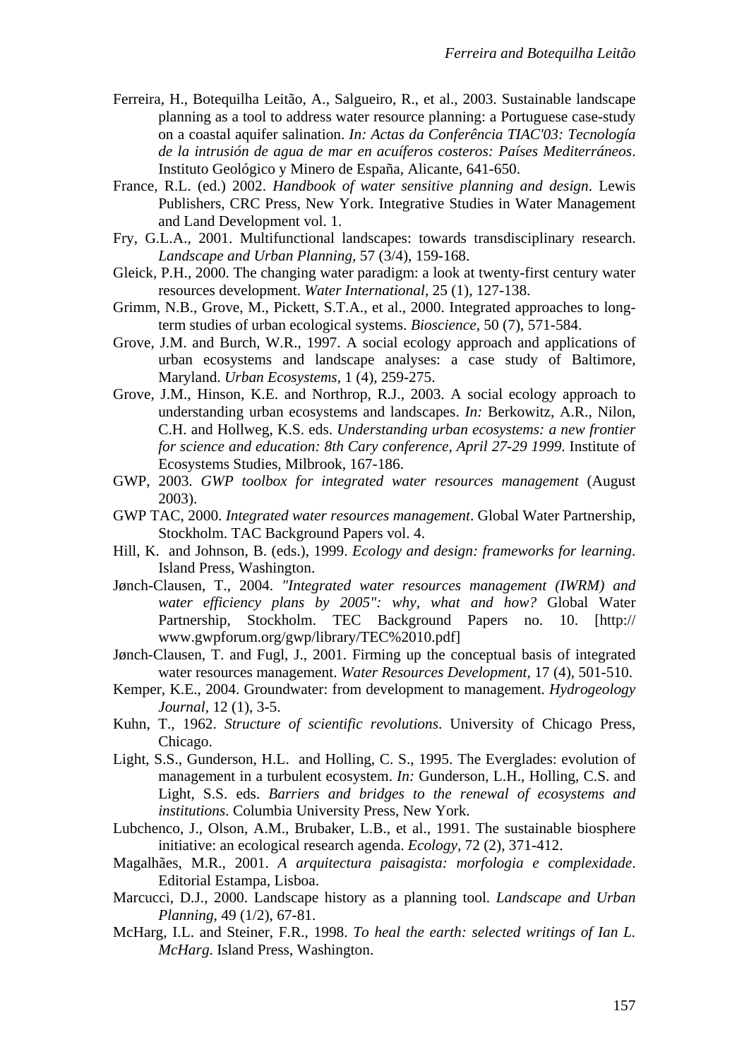Ferreira, H., Botequilha Leitão, A., Salgueiro, R., et al., 2003. Sustainable landscape planning as a tool to address water resource planning: a Portuguese case-study on a coastal aquifer salination. *In: Actas da Conferência TIAC'03: Tecnología de la intrusión de agua de mar en acuíferos costeros: Países Mediterráneos*. Instituto Geológico y Minero de España, Alicante, 641-650.

France, R.L. (ed.) 2002. *Handbook of water sensitive planning and design*. Lewis Publishers, CRC Press, New York. Integrative Studies in Water Management and Land Development vol. 1.

Fry, G.L.A., 2001. Multifunctional landscapes: towards transdisciplinary research. *Landscape and Urban Planning*, 57 (3/4), 159-168.

Gleick, P.H., 2000. The changing water paradigm: a look at twenty-first century water resources development. *Water International*, 25 (1), 127-138.

Grimm, N.B., Grove, M., Pickett, S.T.A., et al., 2000. Integrated approaches to long-term studies of urban ecological systems. *Bioscience*, 50 (7), 571-584.

Grove, J.M. and Burch, W.R., 1997. A social ecology approach and applications of urban ecosystems and landscape analyses: a case study of Baltimore, Maryland. *Urban Ecosystems*, 1 (4), 259-275.

Grove, J.M., Hinson, K.E. and Northrop, R.J., 2003. A social ecology approach to understanding urban ecosystems and landscapes. *In:* Berkowitz, A.R., Nilon, C.H. and Hollweg, K.S. eds. *Understanding urban ecosystems: a new frontier for science and education: 8th Cary conference, April 27-29 1999*. Institute of Ecosystems Studies, Milbrook, 167-186.

GWP, 2003. *GWP toolbox for integrated water resources management* (August 2003).

GWP TAC, 2000. *Integrated water resources management*. Global Water Partnership, Stockholm. TAC Background Papers vol. 4.

Hill, K. and Johnson, B. (eds.), 1999. *Ecology and design: frameworks for learning*. Island Press, Washington.

Jønch-Clausen, T., 2004. *"Integrated water resources management (IWRM) and water efficiency plans by 2005": why, what and how?* Global Water Partnership, Stockholm. TEC Background Papers no. 10. [http:// www.gwpforum.org/gwp/library/TEC%2010.pdf]

Jønch-Clausen, T. and Fugl, J., 2001. Firming up the conceptual basis of integrated water resources management. *Water Resources Development*, 17 (4), 501-510.

Kemper, K.E., 2004. Groundwater: from development to management. *Hydrogeology Journal*, 12 (1), 3-5.

Kuhn, T., 1962. *Structure of scientific revolutions*. University of Chicago Press, Chicago.

Light, S.S., Gunderson, H.L. and Holling, C. S., 1995. The Everglades: evolution of management in a turbulent ecosystem. *In:* Gunderson, L.H., Holling, C.S. and Light, S.S. eds. *Barriers and bridges to the renewal of ecosystems and institutions*. Columbia University Press, New York.

Lubchenco, J., Olson, A.M., Brubaker, L.B., et al., 1991. The sustainable biosphere initiative: an ecological research agenda. *Ecology*, 72 (2), 371-412.

Magalhães, M.R., 2001. *A arquitectura paisagista: morfologia e complexidade*. Editorial Estampa, Lisboa.

Marcucci, D.J., 2000. Landscape history as a planning tool. *Landscape and Urban Planning*, 49 (1/2), 67-81.

McHarg, I.L. and Steiner, F.R., 1998. *To heal the earth: selected writings of Ian L. McHarg*. Island Press, Washington.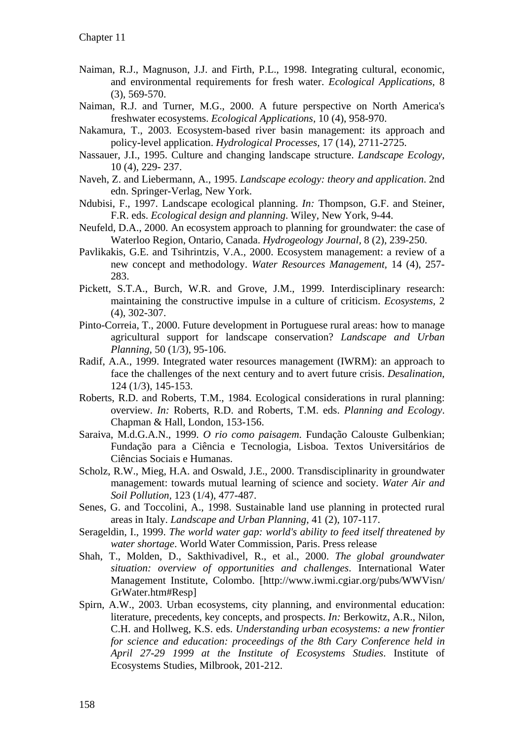Naiman, R.J., Magnuson, J.J. and Firth, P.L., 1998. Integrating cultural, economic, and environmental requirements for fresh water. *Ecological Applications,* 8 (3), 569-570.

Naiman, R.J. and Turner, M.G., 2000. A future perspective on North America's freshwater ecosystems. *Ecological Applications,* 10 (4), 958-970.

Nakamura, T., 2003. Ecosystem-based river basin management: its approach and policy-level application. *Hydrological Processes,* 17 (14), 2711-2725.

Nassauer, J.I., 1995. Culture and changing landscape structure. *Landscape Ecology,* 10 (4), 229- 237.

Naveh, Z. and Liebermann, A., 1995. *Landscape ecology: theory and application.* 2nd edn. Springer-Verlag, New York.

Ndubisi, F., 1997. Landscape ecological planning. *In:* Thompson, G.F. and Steiner, F.R. eds. *Ecological design and planning*. Wiley, New York, 9-44.

Neufeld, D.A., 2000. An ecosystem approach to planning for groundwater: the case of Waterloo Region, Ontario, Canada. *Hydrogeology Journal,* 8 (2), 239-250.

Pavlikakis, G.E. and Tsihrintzis, V.A., 2000. Ecosystem management: a review of a new concept and methodology. *Water Resources Management,* 14 (4), 257-283.

Pickett, S.T.A., Burch, W.R. and Grove, J.M., 1999. Interdisciplinary research: maintaining the constructive impulse in a culture of criticism. *Ecosystems,* 2 (4), 302-307.

Pinto-Correia, T., 2000. Future development in Portuguese rural areas: how to manage agricultural support for landscape conservation? *Landscape and Urban Planning,* 50 (1/3), 95-106.

Radif, A.A., 1999. Integrated water resources management (IWRM): an approach to face the challenges of the next century and to avert future crisis. *Desalination,* 124 (1/3), 145-153.

Roberts, R.D. and Roberts, T.M., 1984. Ecological considerations in rural planning: overview. *In:* Roberts, R.D. and Roberts, T.M. eds. *Planning and Ecology*. Chapman & Hall, London, 153-156.

Saraiva, M.d.G.A.N., 1999. *O rio como paisagem.* Fundação Calouste Gulbenkian; Fundação para a Ciência e Tecnologia, Lisboa. Textos Universitários de Ciências Sociais e Humanas.

Scholz, R.W., Mieg, H.A. and Oswald, J.E., 2000. Transdisciplinarity in groundwater management: towards mutual learning of science and society. *Water Air and Soil Pollution,* 123 (1/4), 477-487.

Senes, G. and Toccolini, A., 1998. Sustainable land use planning in protected rural areas in Italy. *Landscape and Urban Planning,* 41 (2), 107-117.

Serageldin, I., 1999. *The world water gap: world's ability to feed itself threatened by water shortage*. World Water Commission, Paris. Press release

Shah, T., Molden, D., Sakthivadivel, R., et al., 2000. *The global groundwater situation: overview of opportunities and challenges*. International Water Management Institute, Colombo. [http://www.iwmi.cgiar.org/pubs/WWVisn/GrWater.htm#Resp]

Spirn, A.W., 2003. Urban ecosystems, city planning, and environmental education: literature, precedents, key concepts, and prospects. *In:* Berkowitz, A.R., Nilon, C.H. and Hollweg, K.S. eds. *Understanding urban ecosystems: a new frontier for science and education: proceedings of the 8th Cary Conference held in April 27-29 1999 at the Institute of Ecosystems Studies*. Institute of Ecosystems Studies, Milbrook, 201-212.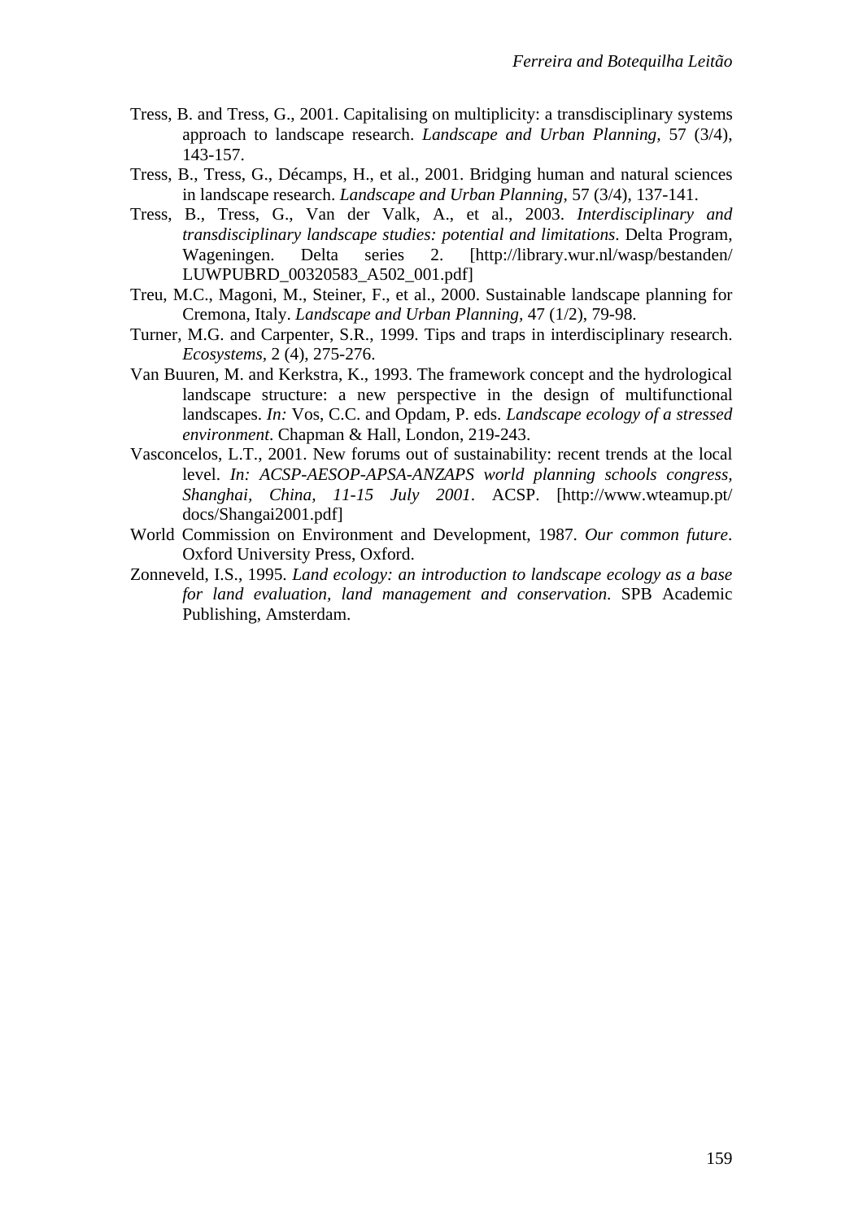Tress, B. and Tress, G., 2001. Capitalising on multiplicity: a transdisciplinary systems approach to landscape research. *Landscape and Urban Planning*, 57 (3/4), 143-157.

Tress, B., Tress, G., Décamps, H., et al., 2001. Bridging human and natural sciences in landscape research. *Landscape and Urban Planning*, 57 (3/4), 137-141.

Tress, B., Tress, G., Van der Valk, A., et al., 2003. *Interdisciplinary and transdisciplinary landscape studies: potential and limitations*. Delta Program, Wageningen. Delta series 2. [http://library.wur.nl/wasp/bestanden/LUWPUBRD_00320583_A502_001.pdf]

Treu, M.C., Magoni, M., Steiner, F., et al., 2000. Sustainable landscape planning for Cremona, Italy. *Landscape and Urban Planning*, 47 (1/2), 79-98.

Turner, M.G. and Carpenter, S.R., 1999. Tips and traps in interdisciplinary research. *Ecosystems*, 2 (4), 275-276.

Van Buuren, M. and Kerkstra, K., 1993. The framework concept and the hydrological landscape structure: a new perspective in the design of multifunctional landscapes. *In:* Vos, C.C. and Opdam, P. eds. *Landscape ecology of a stressed environment*. Chapman & Hall, London, 219-243.

Vasconcelos, L.T., 2001. New forums out of sustainability: recent trends at the local level. *In: ACSP-AESOP-APSA-ANZAPS world planning schools congress, Shanghai, China, 11-15 July 2001*. ACSP. [http://www.wteamup.pt/docs/Shangai2001.pdf]

World Commission on Environment and Development, 1987. *Our common future*. Oxford University Press, Oxford.

Zonneveld, I.S., 1995. *Land ecology: an introduction to landscape ecology as a base for land evaluation, land management and conservation*. SPB Academic Publishing, Amsterdam.